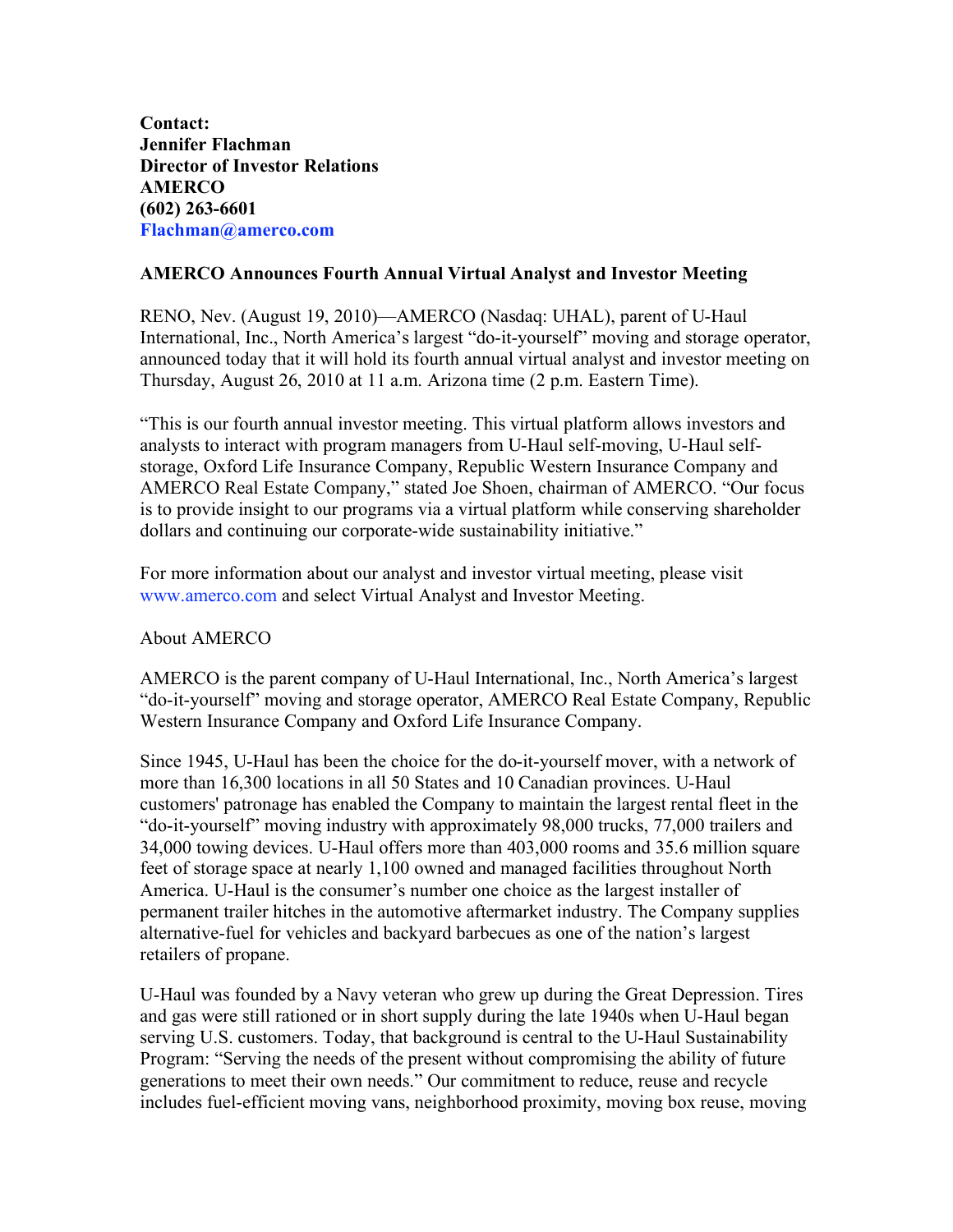**Contact:**
**Jennifer Flachman**
**Director of Investor Relations**
**AMERCO**
**(602) 263-6601**
**Flachman@amerco.com**

**AMERCO Announces Fourth Annual Virtual Analyst and Investor Meeting**

RENO, Nev. (August 19, 2010)—AMERCO (Nasdaq: UHAL), parent of U-Haul International, Inc., North America's largest "do-it-yourself" moving and storage operator, announced today that it will hold its fourth annual virtual analyst and investor meeting on Thursday, August 26, 2010 at 11 a.m. Arizona time (2 p.m. Eastern Time).

"This is our fourth annual investor meeting. This virtual platform allows investors and analysts to interact with program managers from U-Haul self-moving, U-Haul self-storage, Oxford Life Insurance Company, Republic Western Insurance Company and AMERCO Real Estate Company," stated Joe Shoen, chairman of AMERCO. "Our focus is to provide insight to our programs via a virtual platform while conserving shareholder dollars and continuing our corporate-wide sustainability initiative."

For more information about our analyst and investor virtual meeting, please visit www.amerco.com and select Virtual Analyst and Investor Meeting.

About AMERCO

AMERCO is the parent company of U-Haul International, Inc., North America's largest "do-it-yourself" moving and storage operator, AMERCO Real Estate Company, Republic Western Insurance Company and Oxford Life Insurance Company.

Since 1945, U-Haul has been the choice for the do-it-yourself mover, with a network of more than 16,300 locations in all 50 States and 10 Canadian provinces. U-Haul customers' patronage has enabled the Company to maintain the largest rental fleet in the "do-it-yourself" moving industry with approximately 98,000 trucks, 77,000 trailers and 34,000 towing devices. U-Haul offers more than 403,000 rooms and 35.6 million square feet of storage space at nearly 1,100 owned and managed facilities throughout North America. U-Haul is the consumer's number one choice as the largest installer of permanent trailer hitches in the automotive aftermarket industry. The Company supplies alternative-fuel for vehicles and backyard barbecues as one of the nation's largest retailers of propane.

U-Haul was founded by a Navy veteran who grew up during the Great Depression. Tires and gas were still rationed or in short supply during the late 1940s when U-Haul began serving U.S. customers. Today, that background is central to the U-Haul Sustainability Program: "Serving the needs of the present without compromising the ability of future generations to meet their own needs." Our commitment to reduce, reuse and recycle includes fuel-efficient moving vans, neighborhood proximity, moving box reuse, moving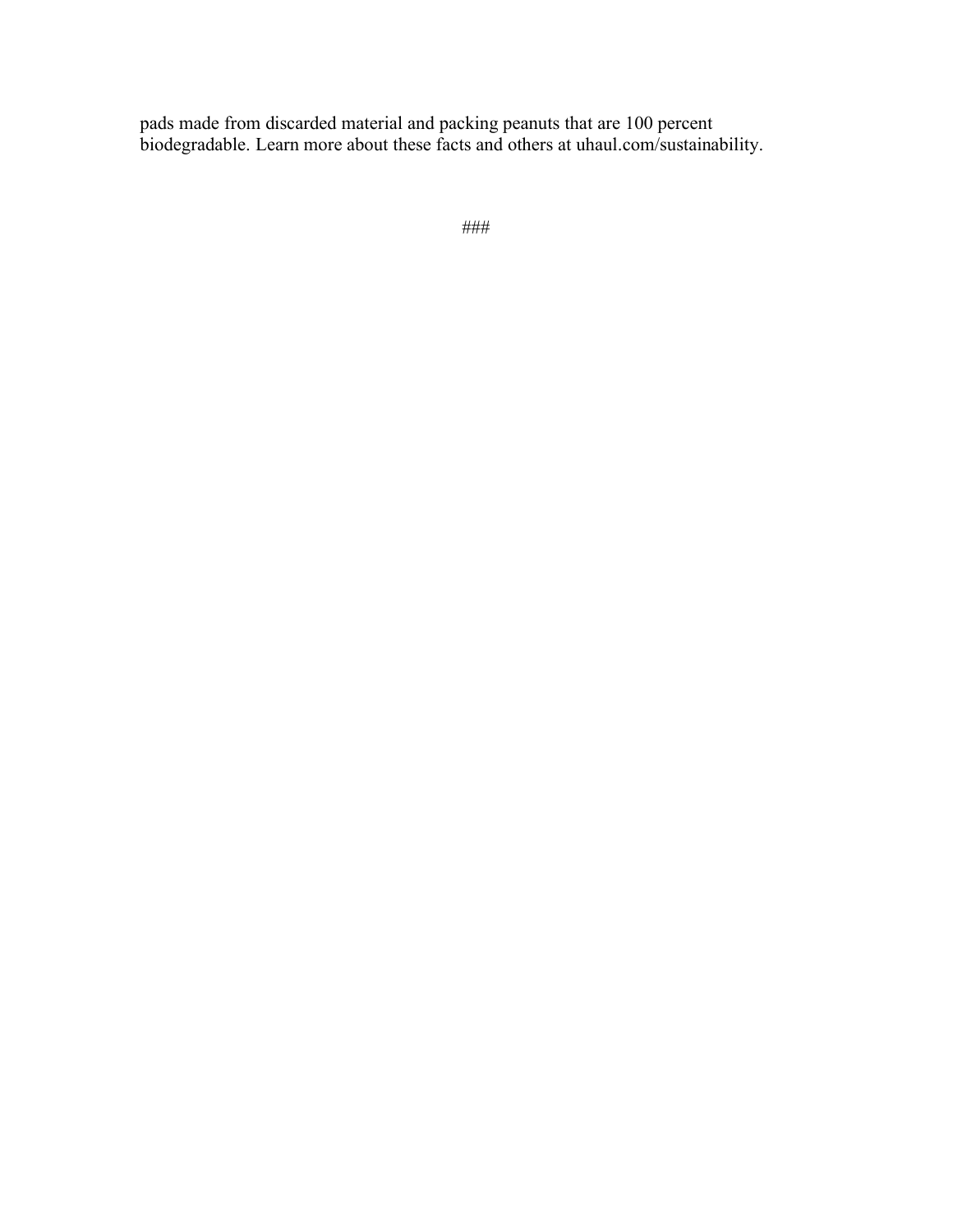pads made from discarded material and packing peanuts that are 100 percent biodegradable. Learn more about these facts and others at uhaul.com/sustainability.

###